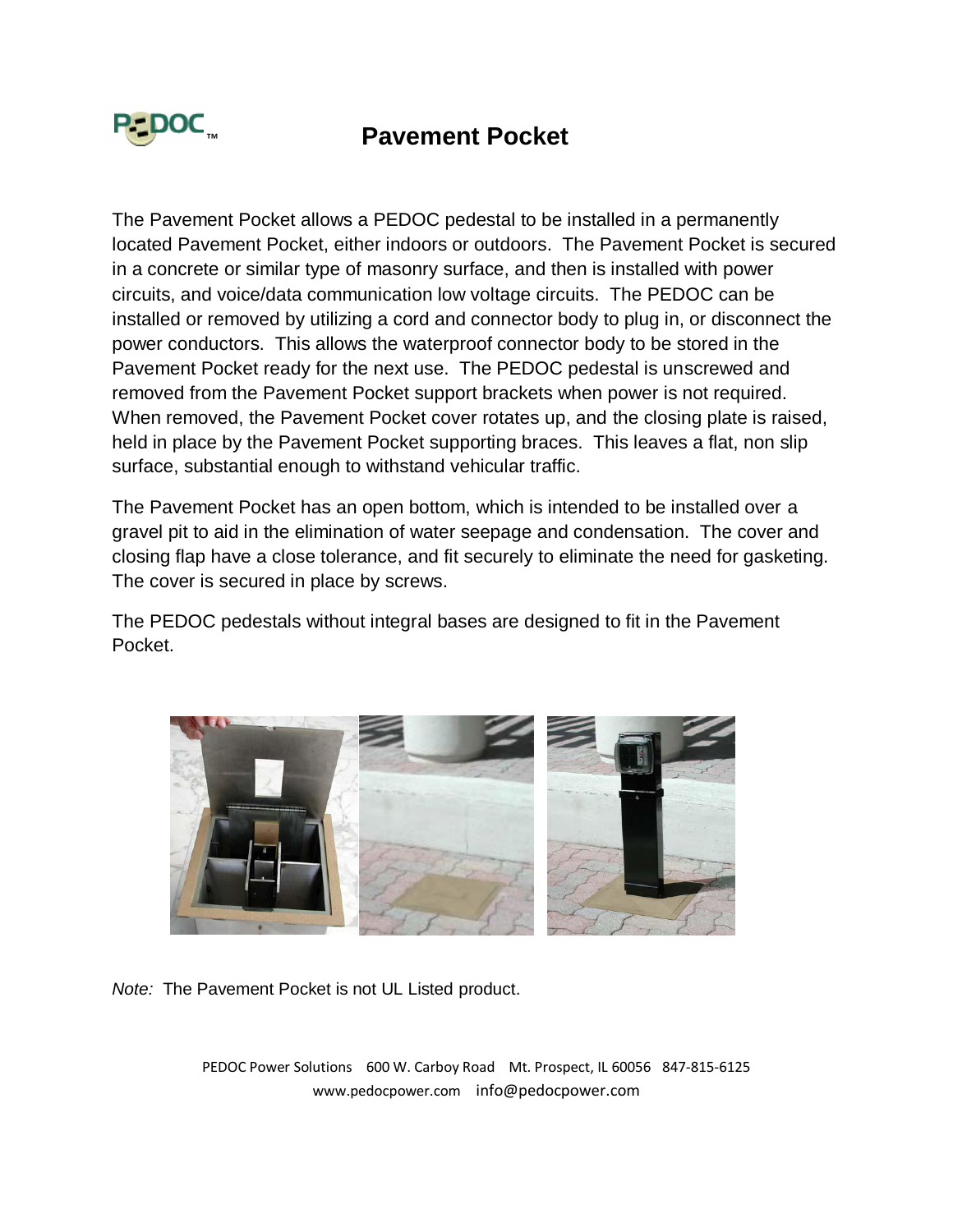# Pavement Pocket

The Pavement Pocket allows a PEDOC pedestal to be installed in a permanently located Pavement Pocket, either indoors or outdoors. The Pavement Pocket is secured in a concrete or similar type of masonry surface, and then is installed with power circuits, and voice/data communication low voltage circuits. The PEDOC can be installed or removed by utilizing a cord and connector body to plug in, or disconnect the power conductors. This allows the waterproof connector body to be stored in the Pavement Pocket ready for the next use. The PEDOC pedestal is unscrewed and removed from the Pavement Pocket support brackets when power is not required. When removed, the Pavement Pocket cover rotates up, and the closing plate is raised, held in place by the Pavement Pocket supporting braces. This leaves a flat, non slip surface, substantial enough to withstand vehicular traffic.

The Pavement Pocket has an open bottom, which is intended to be installed over a gravel pit to aid in the elimination of water seepage and condensation. The cover and closing flap have a close tolerance, and fit securely to eliminate the need for gasketing. The cover is secured in place by screws.

The PEDOC pedestals without integral bases are designed to fit in the Pavement Pocket.

*Note:* The Pavement Pocket is not UL Listed product.

PEDOC Power Solutions 600 W. Carboy Road Mt. Prospect, IL 60056 847-815-6125
www.pedocpower.com info@pedocpower.com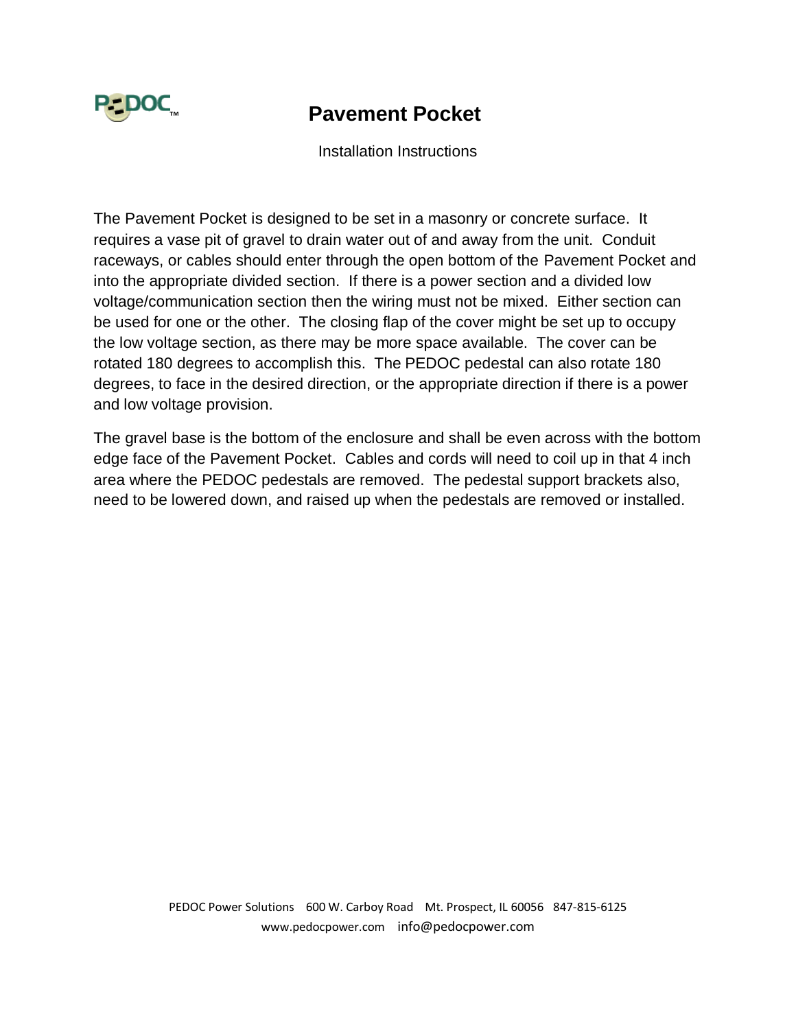# Pavement Pocket

Installation Instructions

The Pavement Pocket is designed to be set in a masonry or concrete surface. It requires a vase pit of gravel to drain water out of and away from the unit. Conduit raceways, or cables should enter through the open bottom of the Pavement Pocket and into the appropriate divided section. If there is a power section and a divided low voltage/communication section then the wiring must not be mixed. Either section can be used for one or the other. The closing flap of the cover might be set up to occupy the low voltage section, as there may be more space available. The cover can be rotated 180 degrees to accomplish this. The PEDOC pedestal can also rotate 180 degrees, to face in the desired direction, or the appropriate direction if there is a power and low voltage provision.

The gravel base is the bottom of the enclosure and shall be even across with the bottom edge face of the Pavement Pocket. Cables and cords will need to coil up in that 4 inch area where the PEDOC pedestals are removed. The pedestal support brackets also, need to be lowered down, and raised up when the pedestals are removed or installed.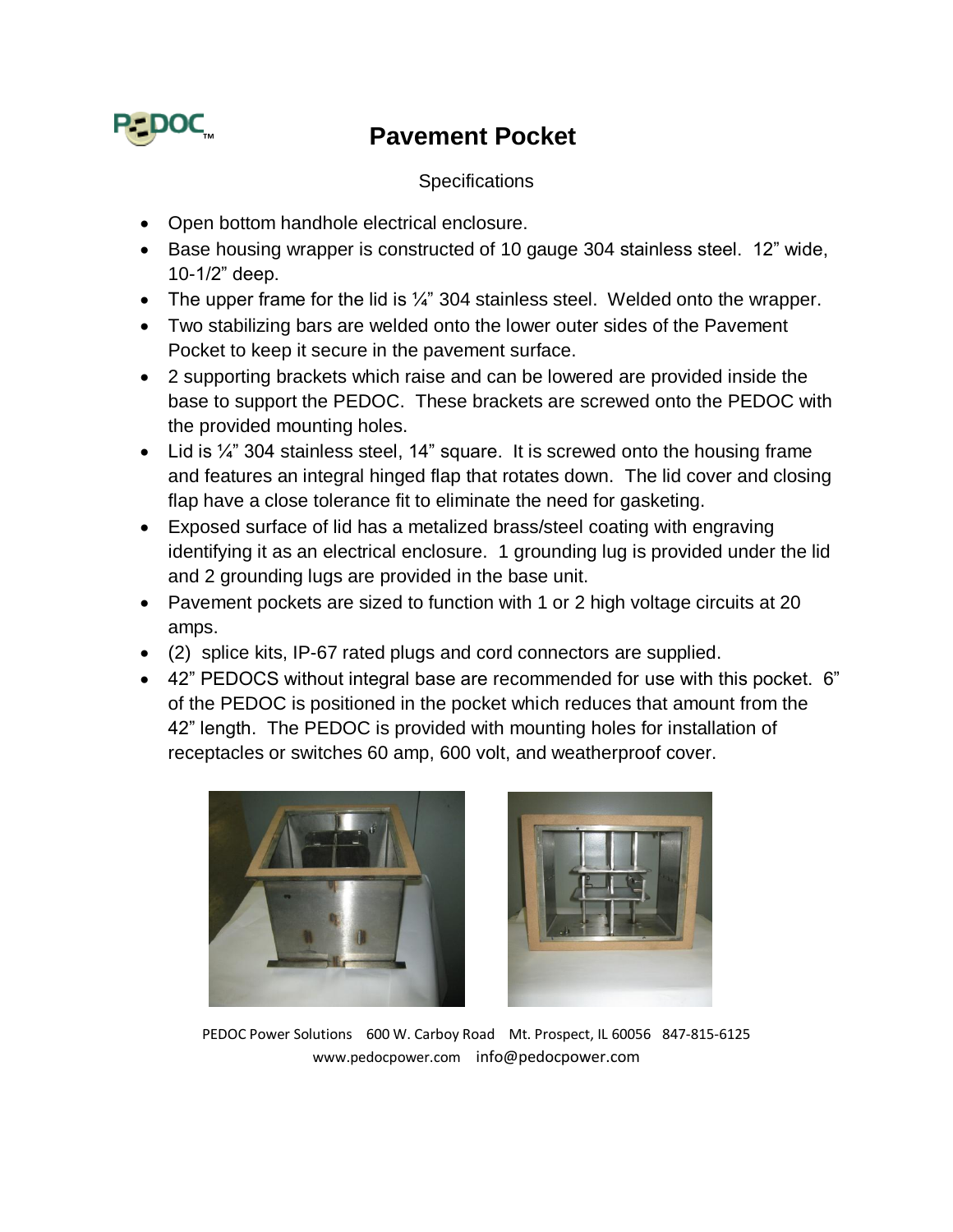# Pavement Pocket

Specifications

- Open bottom handhole electrical enclosure.
- Base housing wrapper is constructed of 10 gauge 304 stainless steel. 12" wide, 10-1/2" deep.
- The upper frame for the lid is ¼" 304 stainless steel. Welded onto the wrapper.
- Two stabilizing bars are welded onto the lower outer sides of the Pavement Pocket to keep it secure in the pavement surface.
- 2 supporting brackets which raise and can be lowered are provided inside the base to support the PEDOC. These brackets are screwed onto the PEDOC with the provided mounting holes.
- Lid is ¼" 304 stainless steel, 14" square. It is screwed onto the housing frame and features an integral hinged flap that rotates down. The lid cover and closing flap have a close tolerance fit to eliminate the need for gasketing.
- Exposed surface of lid has a metalized brass/steel coating with engraving identifying it as an electrical enclosure. 1 grounding lug is provided under the lid and 2 grounding lugs are provided in the base unit.
- Pavement pockets are sized to function with 1 or 2 high voltage circuits at 20 amps.
- (2) splice kits, IP-67 rated plugs and cord connectors are supplied.
- 42" PEDOCS without integral base are recommended for use with this pocket. 6" of the PEDOC is positioned in the pocket which reduces that amount from the 42" length. The PEDOC is provided with mounting holes for installation of receptacles or switches 60 amp, 600 volt, and weatherproof cover.

PEDOC Power Solutions 600 W. Carboy Road Mt. Prospect, IL 60056 847-815-6125
www.pedocpower.com info@pedocpower.com